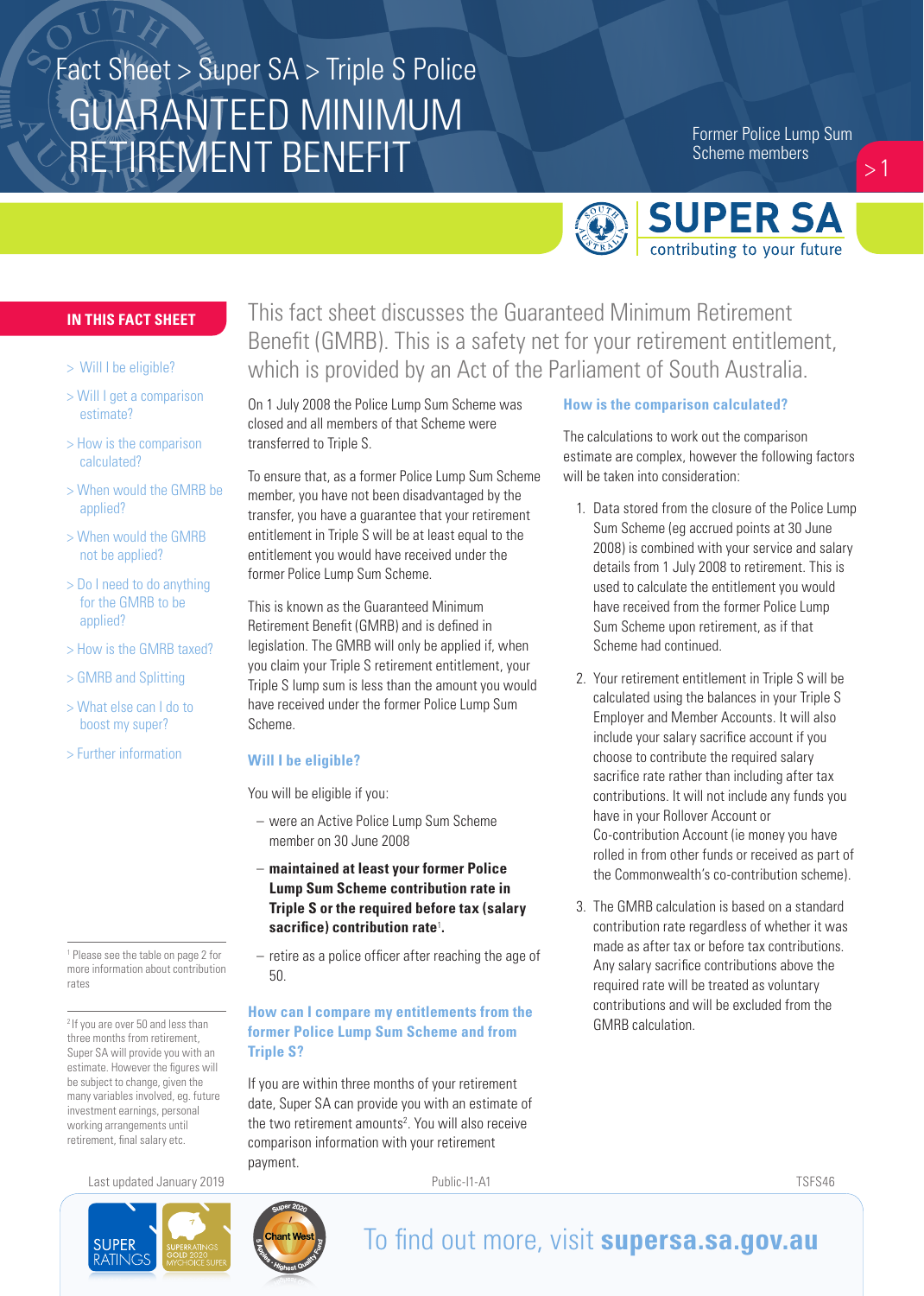Fact Sheet > Super SA > Triple S Police

# GUARANTEED MINIMUM RETIREMENT BENEFIT

Former Police Lump Sum Scheme members

**IN THIS FACT SHEET**

- > Will I be eligible?
- > Will I get a comparison estimate?
- > How is the comparison calculated?
- > When would the GMRB be applied?
- > When would the GMRB not be applied?
- > Do I need to do anything for the GMRB to be applied?
- > How is the GMRB taxed?
- > GMRB and Splitting
- > What else can I do to boost my super?
- > Further information

This fact sheet discusses the Guaranteed Minimum Retirement Benefit (GMRB). This is a safety net for your retirement entitlement, which is provided by an Act of the Parliament of South Australia.

On 1 July 2008 the Police Lump Sum Scheme was closed and all members of that Scheme were transferred to Triple S.

To ensure that, as a former Police Lump Sum Scheme member, you have not been disadvantaged by the transfer, you have a guarantee that your retirement entitlement in Triple S will be at least equal to the entitlement you would have received under the former Police Lump Sum Scheme.

This is known as the Guaranteed Minimum Retirement Benefit (GMRB) and is defined in legislation. The GMRB will only be applied if, when you claim your Triple S retirement entitlement, your Triple S lump sum is less than the amount you would have received under the former Police Lump Sum Scheme.

## Will I be eligible?

You will be eligible if you:

- were an Active Police Lump Sum Scheme member on 30 June 2008
- **maintained at least your former Police Lump Sum Scheme contribution rate in Triple S or the required before tax (salary sacrifice) contribution rate**[1].
- retire as a police officer after reaching the age of 50.

## How can I compare my entitlements from the former Police Lump Sum Scheme and from Triple S?

If you are within three months of your retirement date, Super SA can provide you with an estimate of the two retirement amounts[2]. You will also receive comparison information with your retirement payment.

## How is the comparison calculated?

The calculations to work out the comparison estimate are complex, however the following factors will be taken into consideration:

1. Data stored from the closure of the Police Lump Sum Scheme (eg accrued points at 30 June 2008) is combined with your service and salary details from 1 July 2008 to retirement. This is used to calculate the entitlement you would have received from the former Police Lump Sum Scheme upon retirement, as if that Scheme had continued.
2. Your retirement entitlement in Triple S will be calculated using the balances in your Triple S Employer and Member Accounts. It will also include your salary sacrifice account if you choose to contribute the required salary sacrifice rate rather than including after tax contributions. It will not include any funds you have in your Rollover Account or Co-contribution Account (ie money you have rolled in from other funds or received as part of the Commonwealth's co-contribution scheme).
3. The GMRB calculation is based on a standard contribution rate regardless of whether it was made as after tax or before tax contributions. Any salary sacrifice contributions above the required rate will be treated as voluntary contributions and will be excluded from the GMRB calculation.

[1] Please see the table on page 2 for more information about contribution rates

[2] If you are over 50 and less than three months from retirement, Super SA will provide you with an estimate. However the figures will be subject to change, given the many variables involved, eg. future investment earnings, personal working arrangements until retirement, final salary etc.

Last updated January 2019 Public-I1-A1 TSFS46

To find out more, visit **supersa.sa.gov.au**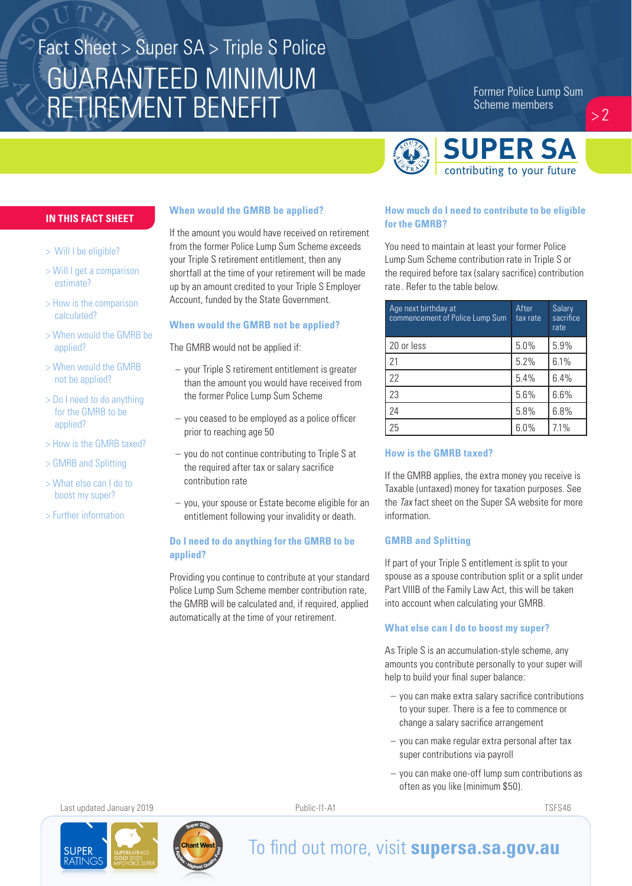# Fact Sheet > Super SA > Triple S Police

# GUARANTEED MINIMUM RETIREMENT BENEFIT

Former Police Lump Sum Scheme members

## IN THIS FACT SHEET

- > Will I be eligible?
- > Will I get a comparison estimate?
- > How is the comparison calculated?
- > When would the GMRB be applied?
- > When would the GMRB not be applied?
- > Do I need to do anything for the GMRB to be applied?
- > How is the GMRB taxed?
- > GMRB and Splitting
- > What else can I do to boost my super?
- > Further information

## When would the GMRB be applied?

If the amount you would have received on retirement from the former Police Lump Sum Scheme exceeds your Triple S retirement entitlement, then any shortfall at the time of your retirement will be made up by an amount credited to your Triple S Employer Account, funded by the State Government.

## When would the GMRB not be applied?

The GMRB would not be applied if:

- your Triple S retirement entitlement is greater than the amount you would have received from the former Police Lump Sum Scheme
- you ceased to be employed as a police officer prior to reaching age 50
- you do not continue contributing to Triple S at the required after tax or salary sacrifice contribution rate
- you, your spouse or Estate become eligible for an entitlement following your invalidity or death.

## Do I need to do anything for the GMRB to be applied?

Providing you continue to contribute at your standard Police Lump Sum Scheme member contribution rate, the GMRB will be calculated and, if required, applied automatically at the time of your retirement.

## How much do I need to contribute to be eligible for the GMRB?

You need to maintain at least your former Police Lump Sum Scheme contribution rate in Triple S or the required before tax (salary sacrifice) contribution rate . Refer to the table below.

| Age next birthday at commencement of Police Lump Sum | After tax rate | Salary sacrifice rate |
|---|---|---|
| 20 or less | 5.0% | 5.9% |
| 21 | 5.2% | 6.1% |
| 22 | 5.4% | 6.4% |
| 23 | 5.6% | 6.6% |
| 24 | 5.8% | 6.8% |
| 25 | 6.0% | 7.1% |

## How is the GMRB taxed?

If the GMRB applies, the extra money you receive is Taxable (untaxed) money for taxation purposes. See the *Tax* fact sheet on the Super SA website for more information.

## GMRB and Splitting

If part of your Triple S entitlement is split to your spouse as a spouse contribution split or a split under Part VIIIB of the Family Law Act, this will be taken into account when calculating your GMRB.

## What else can I do to boost my super?

As Triple S is an accumulation-style scheme, any amounts you contribute personally to your super will help to build your final super balance:

- you can make extra salary sacrifice contributions to your super. There is a fee to commence or change a salary sacrifice arrangement
- you can make regular extra personal after tax super contributions via payroll
- you can make one-off lump sum contributions as often as you like (minimum $50).

Last updated January 2019 &nbsp;&nbsp; Public-I1-A1 &nbsp;&nbsp; TSFS46

To find out more, visit **supersa.sa.gov.au**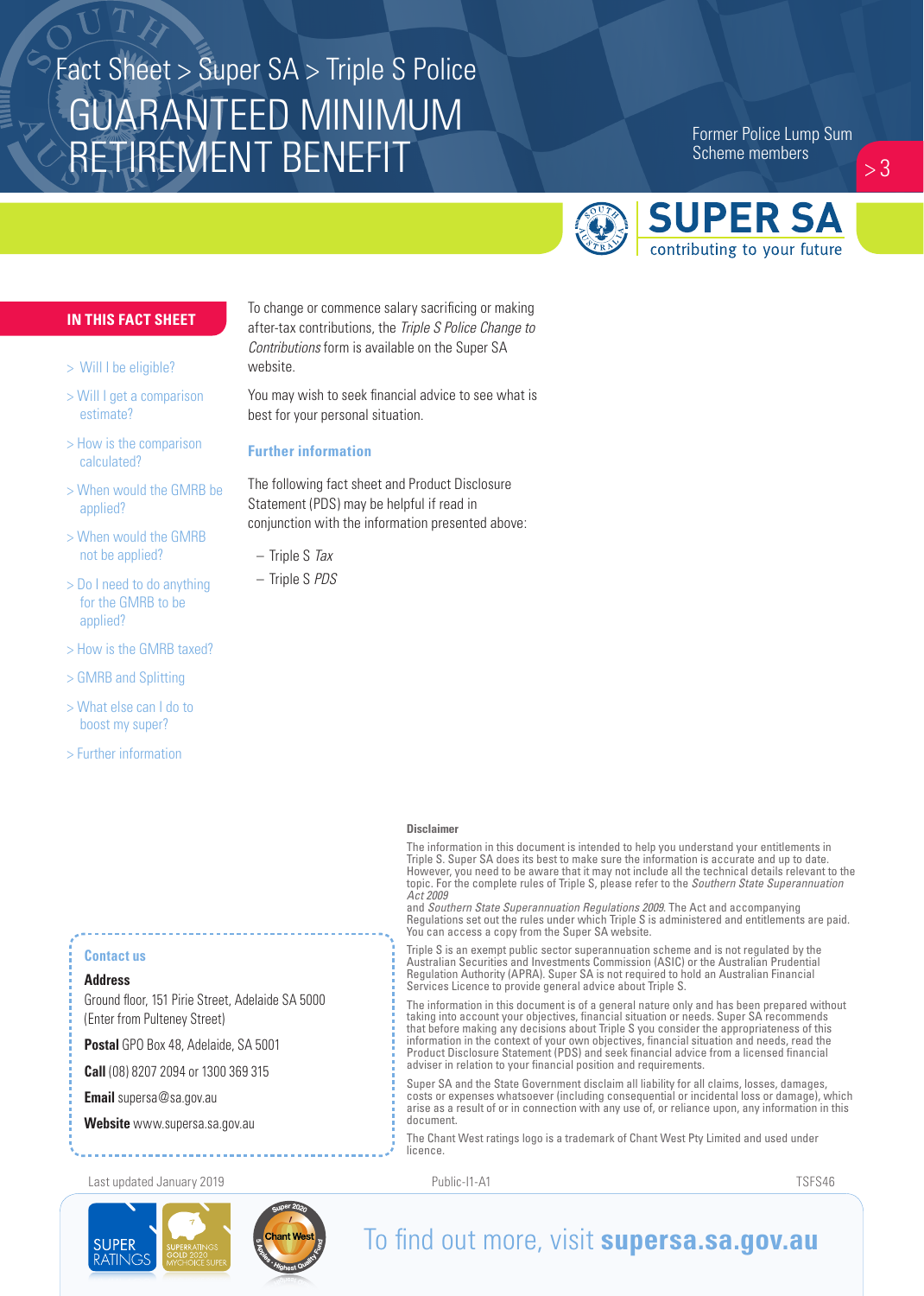# Fact Sheet > Super SA > Triple S Police

# GUARANTEED MINIMUM RETIREMENT BENEFIT

Former Police Lump Sum Scheme members

SUPER SA
contributing to your future

## IN THIS FACT SHEET

- > Will I be eligible?
- > Will I get a comparison estimate?
- > How is the comparison calculated?
- > When would the GMRB be applied?
- > When would the GMRB not be applied?
- > Do I need to do anything for the GMRB to be applied?
- > How is the GMRB taxed?
- > GMRB and Splitting
- > What else can I do to boost my super?
- > Further information

To change or commence salary sacrificing or making after-tax contributions, the *Triple S Police Change to Contributions* form is available on the Super SA website.

You may wish to seek financial advice to see what is best for your personal situation.

### Further information

The following fact sheet and Product Disclosure Statement (PDS) may be helpful if read in conjunction with the information presented above:

- Triple S *Tax*
- Triple S *PDS*

### Contact us

**Address**
Ground floor, 151 Pirie Street, Adelaide SA 5000
(Enter from Pulteney Street)

**Postal** GPO Box 48, Adelaide, SA 5001

**Call** (08) 8207 2094 or 1300 369 315

**Email** supersa@sa.gov.au

**Website** www.supersa.sa.gov.au

### Disclaimer

The information in this document is intended to help you understand your entitlements in Triple S. Super SA does its best to make sure the information is accurate and up to date. However, you need to be aware that it may not include all the technical details relevant to the topic. For the complete rules of Triple S, please refer to the *Southern State Superannuation Act 2009* and *Southern State Superannuation Regulations 2009.* The Act and accompanying Regulations set out the rules under which Triple S is administered and entitlements are paid. You can access a copy from the Super SA website.

Triple S is an exempt public sector superannuation scheme and is not regulated by the Australian Securities and Investments Commission (ASIC) or the Australian Prudential Regulation Authority (APRA). Super SA is not required to hold an Australian Financial Services Licence to provide general advice about Triple S.

The information in this document is of a general nature only and has been prepared without taking into account your objectives, financial situation or needs. Super SA recommends that before making any decisions about Triple S you consider the appropriateness of this information in the context of your own objectives, financial situation and needs, read the Product Disclosure Statement (PDS) and seek financial advice from a licensed financial adviser in relation to your financial position and requirements.

Super SA and the State Government disclaim all liability for all claims, losses, damages, costs or expenses whatsoever (including consequential or incidental loss or damage), which arise as a result of or in connection with any use of, or reliance upon, any information in this document.

The Chant West ratings logo is a trademark of Chant West Pty Limited and used under licence.

Last updated January 2019 | Public-I1-A1 | TSFS46

To find out more, visit **supersa.sa.gov.au**